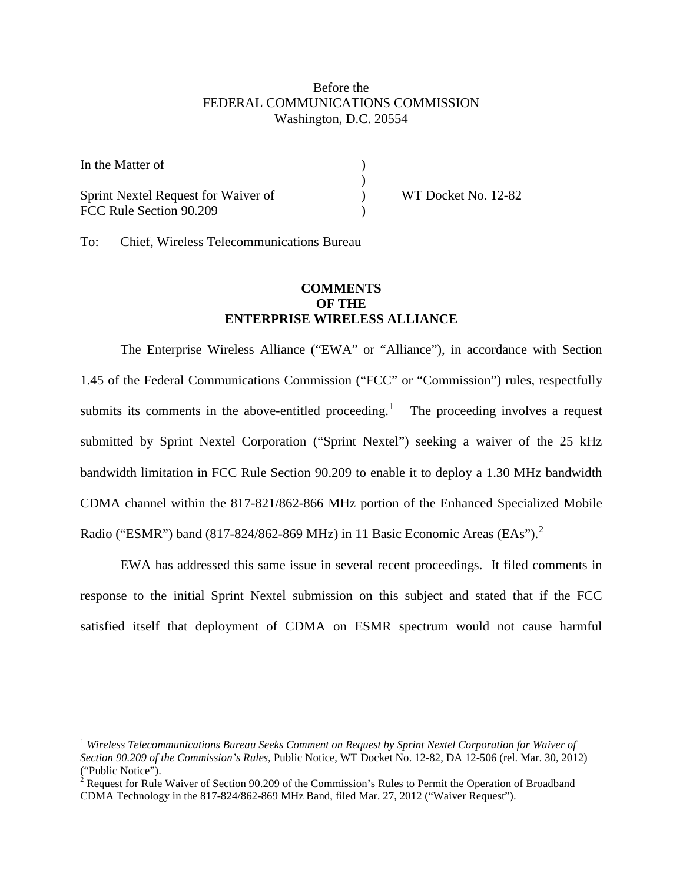Before the
FEDERAL COMMUNICATIONS COMMISSION
Washington, D.C. 20554

| | | |
|---|---|---|
| In the Matter of | ) | |
| | ) | |
| Sprint Nextel Request for Waiver of | ) | WT Docket No. 12-82 |
| FCC Rule Section 90.209 | ) | |

To: Chief, Wireless Telecommunications Bureau

**COMMENTS**
**OF THE**
**ENTERPRISE WIRELESS ALLIANCE**

The Enterprise Wireless Alliance ("EWA" or "Alliance"), in accordance with Section 1.45 of the Federal Communications Commission ("FCC" or "Commission") rules, respectfully submits its comments in the above-entitled proceeding.[1] The proceeding involves a request submitted by Sprint Nextel Corporation ("Sprint Nextel") seeking a waiver of the 25 kHz bandwidth limitation in FCC Rule Section 90.209 to enable it to deploy a 1.30 MHz bandwidth CDMA channel within the 817-821/862-866 MHz portion of the Enhanced Specialized Mobile Radio ("ESMR") band (817-824/862-869 MHz) in 11 Basic Economic Areas (EAs").[2]

EWA has addressed this same issue in several recent proceedings. It filed comments in response to the initial Sprint Nextel submission on this subject and stated that if the FCC satisfied itself that deployment of CDMA on ESMR spectrum would not cause harmful

---

[1] *Wireless Telecommunications Bureau Seeks Comment on Request by Sprint Nextel Corporation for Waiver of Section 90.209 of the Commission's Rules,* Public Notice, WT Docket No. 12-82, DA 12-506 (rel. Mar. 30, 2012) ("Public Notice").

[2] Request for Rule Waiver of Section 90.209 of the Commission's Rules to Permit the Operation of Broadband CDMA Technology in the 817-824/862-869 MHz Band, filed Mar. 27, 2012 ("Waiver Request").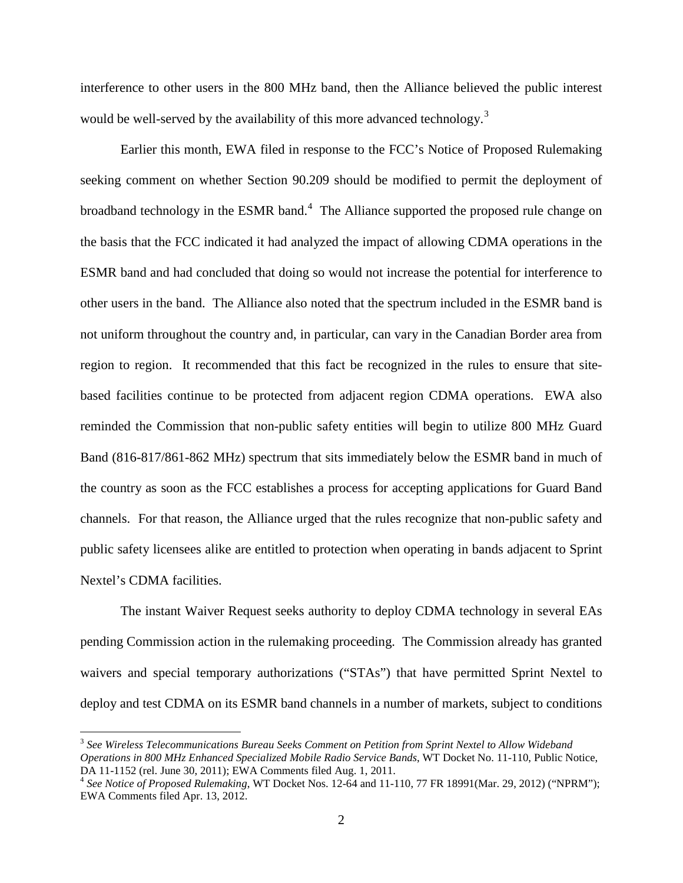interference to other users in the 800 MHz band, then the Alliance believed the public interest would be well-served by the availability of this more advanced technology.[3]

Earlier this month, EWA filed in response to the FCC's Notice of Proposed Rulemaking seeking comment on whether Section 90.209 should be modified to permit the deployment of broadband technology in the ESMR band.[4] The Alliance supported the proposed rule change on the basis that the FCC indicated it had analyzed the impact of allowing CDMA operations in the ESMR band and had concluded that doing so would not increase the potential for interference to other users in the band. The Alliance also noted that the spectrum included in the ESMR band is not uniform throughout the country and, in particular, can vary in the Canadian Border area from region to region. It recommended that this fact be recognized in the rules to ensure that site-based facilities continue to be protected from adjacent region CDMA operations. EWA also reminded the Commission that non-public safety entities will begin to utilize 800 MHz Guard Band (816-817/861-862 MHz) spectrum that sits immediately below the ESMR band in much of the country as soon as the FCC establishes a process for accepting applications for Guard Band channels. For that reason, the Alliance urged that the rules recognize that non-public safety and public safety licensees alike are entitled to protection when operating in bands adjacent to Sprint Nextel's CDMA facilities.

The instant Waiver Request seeks authority to deploy CDMA technology in several EAs pending Commission action in the rulemaking proceeding. The Commission already has granted waivers and special temporary authorizations ("STAs") that have permitted Sprint Nextel to deploy and test CDMA on its ESMR band channels in a number of markets, subject to conditions

---

[3] *See Wireless Telecommunications Bureau Seeks Comment on Petition from Sprint Nextel to Allow Wideband Operations in 800 MHz Enhanced Specialized Mobile Radio Service Bands*, WT Docket No. 11-110, Public Notice, DA 11-1152 (rel. June 30, 2011); EWA Comments filed Aug. 1, 2011.

[4] *See Notice of Proposed Rulemaking*, WT Docket Nos. 12-64 and 11-110, 77 FR 18991(Mar. 29, 2012) ("NPRM"); EWA Comments filed Apr. 13, 2012.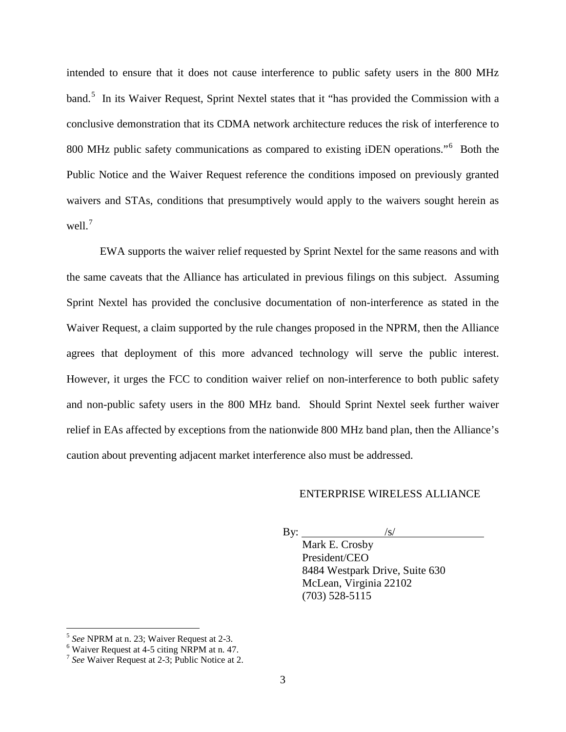intended to ensure that it does not cause interference to public safety users in the 800 MHz band.[5] In its Waiver Request, Sprint Nextel states that it "has provided the Commission with a conclusive demonstration that its CDMA network architecture reduces the risk of interference to 800 MHz public safety communications as compared to existing iDEN operations."[6] Both the Public Notice and the Waiver Request reference the conditions imposed on previously granted waivers and STAs, conditions that presumptively would apply to the waivers sought herein as well.[7]

EWA supports the waiver relief requested by Sprint Nextel for the same reasons and with the same caveats that the Alliance has articulated in previous filings on this subject. Assuming Sprint Nextel has provided the conclusive documentation of non-interference as stated in the Waiver Request, a claim supported by the rule changes proposed in the NPRM, then the Alliance agrees that deployment of this more advanced technology will serve the public interest. However, it urges the FCC to condition waiver relief on non-interference to both public safety and non-public safety users in the 800 MHz band. Should Sprint Nextel seek further waiver relief in EAs affected by exceptions from the nationwide 800 MHz band plan, then the Alliance's caution about preventing adjacent market interference also must be addressed.

ENTERPRISE WIRELESS ALLIANCE

By: /s/

Mark E. Crosby
President/CEO
8484 Westpark Drive, Suite 630
McLean, Virginia 22102
(703) 528-5115

---

[5] *See* NPRM at n. 23; Waiver Request at 2-3.

[6] Waiver Request at 4-5 citing NRPM at n. 47.

[7] *See* Waiver Request at 2-3; Public Notice at 2.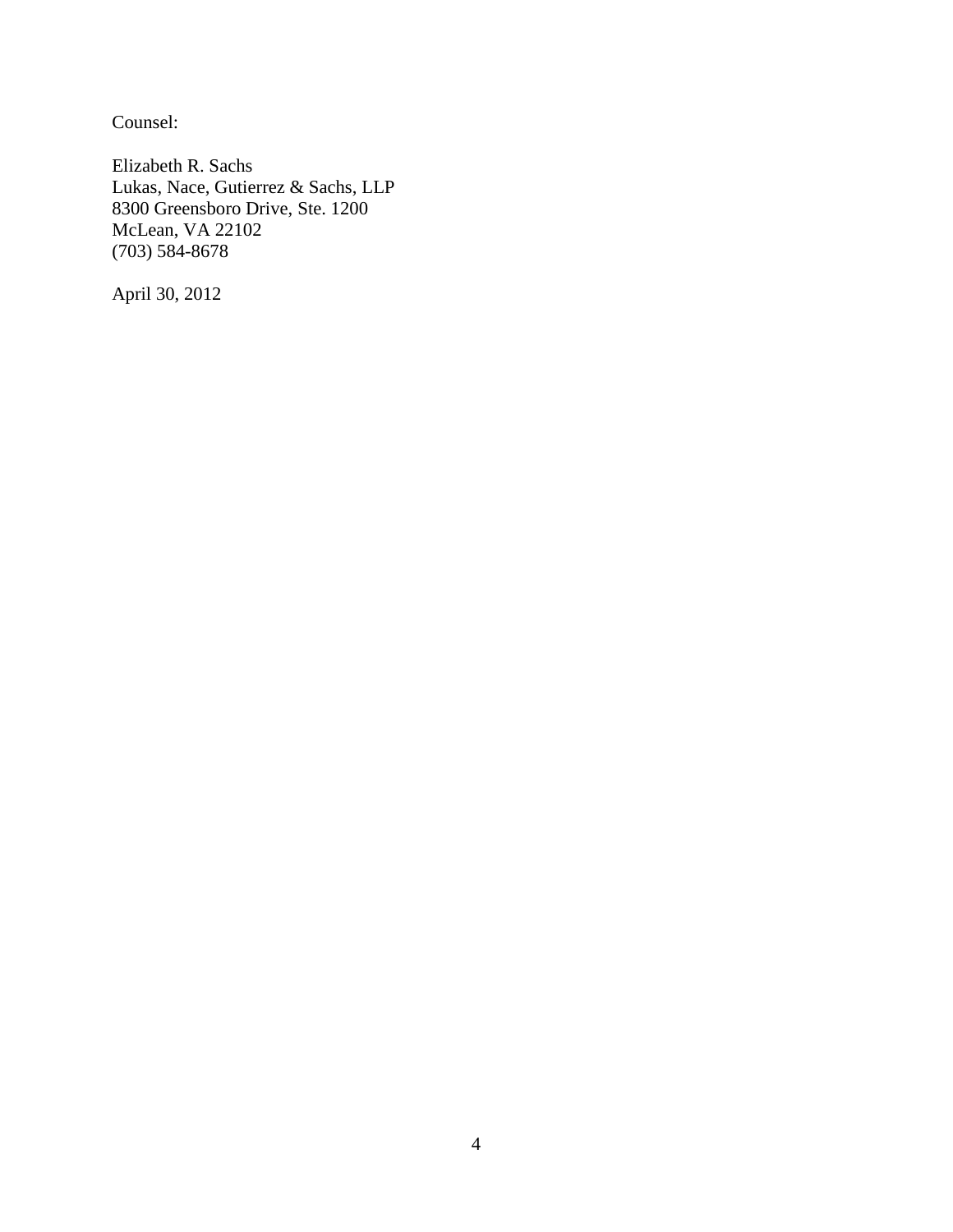Counsel:

Elizabeth R. Sachs  
Lukas, Nace, Gutierrez & Sachs, LLP  
8300 Greensboro Drive, Ste. 1200  
McLean, VA 22102  
(703) 584-8678

April 30, 2012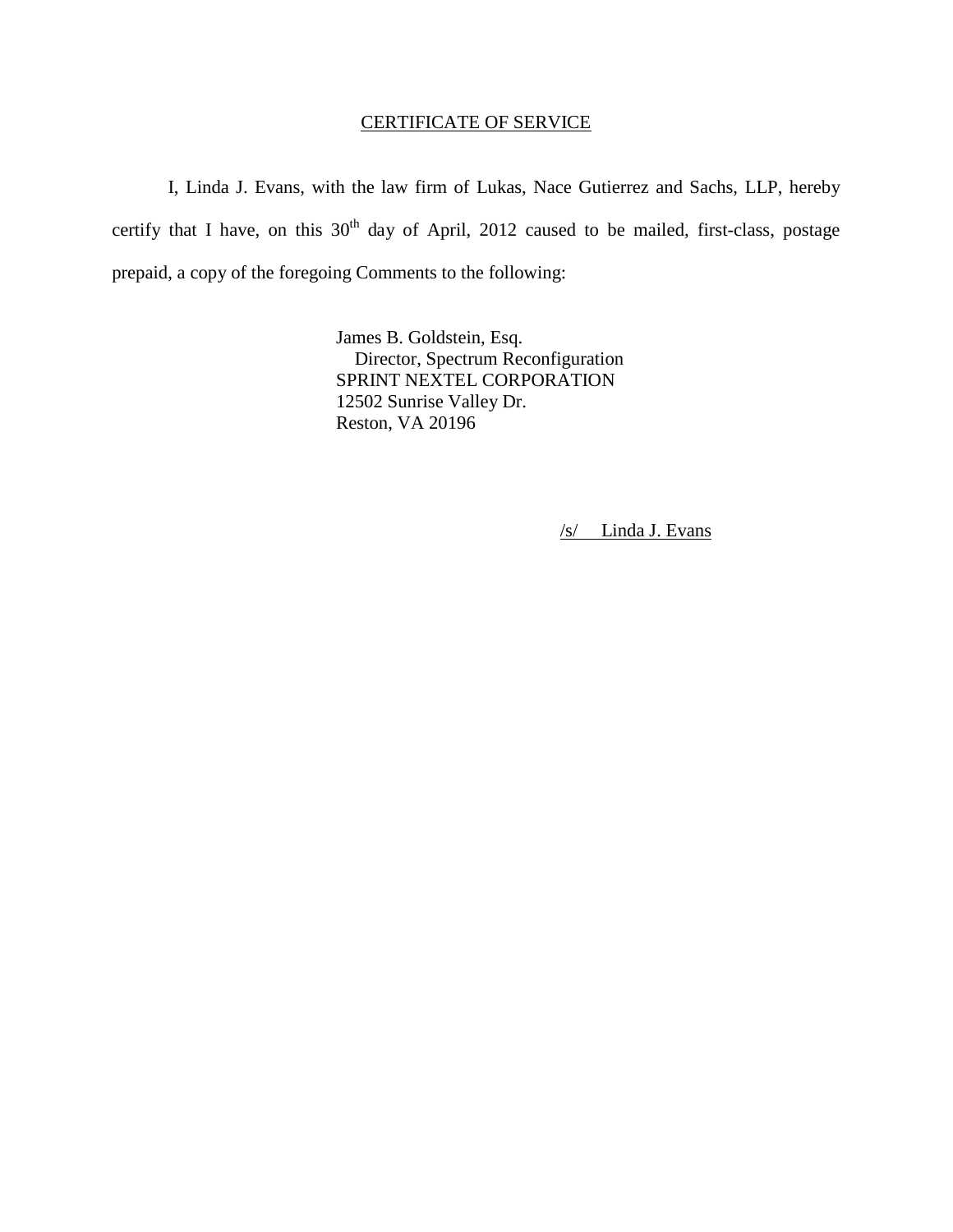## CERTIFICATE OF SERVICE

I, Linda J. Evans, with the law firm of Lukas, Nace Gutierrez and Sachs, LLP, hereby certify that I have, on this 30th day of April, 2012 caused to be mailed, first-class, postage prepaid, a copy of the foregoing Comments to the following:

James B. Goldstein, Esq.  
Director, Spectrum Reconfiguration  
SPRINT NEXTEL CORPORATION  
12502 Sunrise Valley Dr.  
Reston, VA 20196

/s/ Linda J. Evans